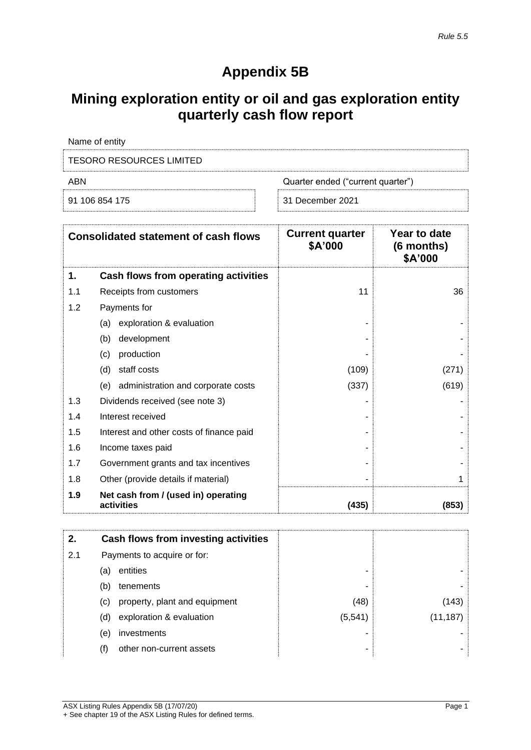*Rule 5.5*

# Appendix 5B

## Mining exploration entity or oil and gas exploration entity quarterly cash flow report

Name of entity

TESORO RESOURCES LIMITED

| ABN | Quarter ended ("current quarter") |
|---|---|
| 91 106 854 175 | 31 December 2021 |

| | Consolidated statement of cash flows | Current quarter $A'000 | Year to date (6 months) $A'000 |
|---|---|---|---|
| **1.** | **Cash flows from operating activities** | | |
| 1.1 | Receipts from customers | 11 | 36 |
| 1.2 | Payments for | | |
| | (a) exploration & evaluation | - | - |
| | (b) development | - | - |
| | (c) production | - | - |
| | (d) staff costs | (109) | (271) |
| | (e) administration and corporate costs | (337) | (619) |
| 1.3 | Dividends received (see note 3) | - | - |
| 1.4 | Interest received | - | - |
| 1.5 | Interest and other costs of finance paid | - | - |
| 1.6 | Income taxes paid | - | - |
| 1.7 | Government grants and tax incentives | - | - |
| 1.8 | Other (provide details if material) | - | 1 |
| **1.9** | **Net cash from / (used in) operating activities** | **(435)** | **(853)** |

| | | | |
|---|---|---|---|
| **2.** | **Cash flows from investing activities** | | |
| 2.1 | Payments to acquire or for: | | |
| | (a) entities | - | - |
| | (b) tenements | - | - |
| | (c) property, plant and equipment | (48) | (143) |
| | (d) exploration & evaluation | (5,541) | (11,187) |
| | (e) investments | - | - |
| | (f) other non-current assets | - | - |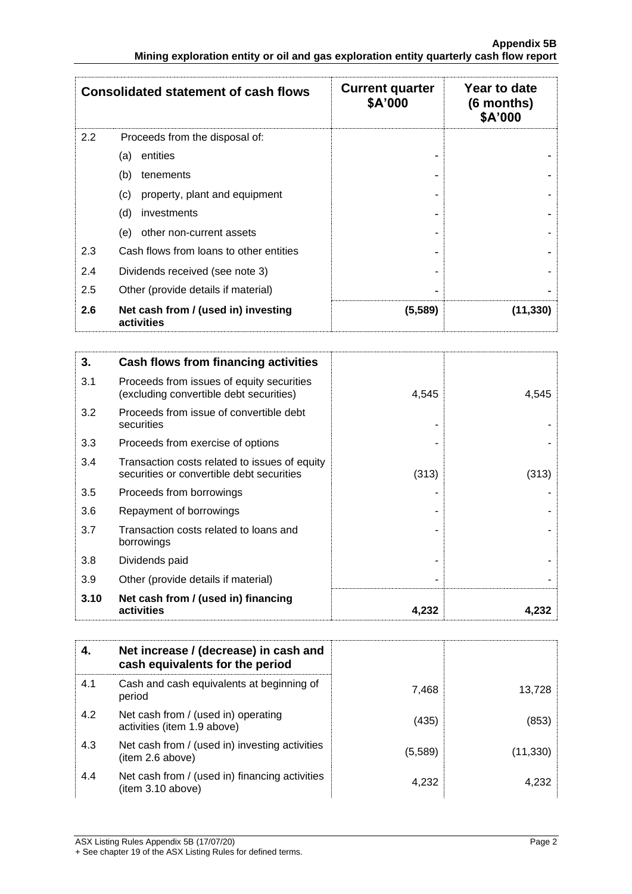| Consolidated statement of cash flows | | Current quarter $A'000 | Year to date (6 months) $A'000 |
|---|---|---|---|
| 2.2 | Proceeds from the disposal of: | | |
| | (a) entities | - | - |
| | (b) tenements | - | - |
| | (c) property, plant and equipment | - | - |
| | (d) investments | - | - |
| | (e) other non-current assets | - | - |
| 2.3 | Cash flows from loans to other entities | - | - |
| 2.4 | Dividends received (see note 3) | - | - |
| 2.5 | Other (provide details if material) | - | - |
| **2.6** | **Net cash from / (used in) investing activities** | **(5,589)** | **(11,330)** |

| **3.** | **Cash flows from financing activities** | | |
|---|---|---|---|
| 3.1 | Proceeds from issues of equity securities (excluding convertible debt securities) | 4,545 | 4,545 |
| 3.2 | Proceeds from issue of convertible debt securities | - | - |
| 3.3 | Proceeds from exercise of options | - | - |
| 3.4 | Transaction costs related to issues of equity securities or convertible debt securities | (313) | (313) |
| 3.5 | Proceeds from borrowings | - | - |
| 3.6 | Repayment of borrowings | - | - |
| 3.7 | Transaction costs related to loans and borrowings | - | - |
| 3.8 | Dividends paid | - | - |
| 3.9 | Other (provide details if material) | - | - |
| **3.10** | **Net cash from / (used in) financing activities** | **4,232** | **4,232** |

| **4.** | **Net increase / (decrease) in cash and cash equivalents for the period** | | |
|---|---|---|---|
| 4.1 | Cash and cash equivalents at beginning of period | 7,468 | 13,728 |
| 4.2 | Net cash from / (used in) operating activities (item 1.9 above) | (435) | (853) |
| 4.3 | Net cash from / (used in) investing activities (item 2.6 above) | (5,589) | (11,330) |
| 4.4 | Net cash from / (used in) financing activities (item 3.10 above) | 4,232 | 4,232 |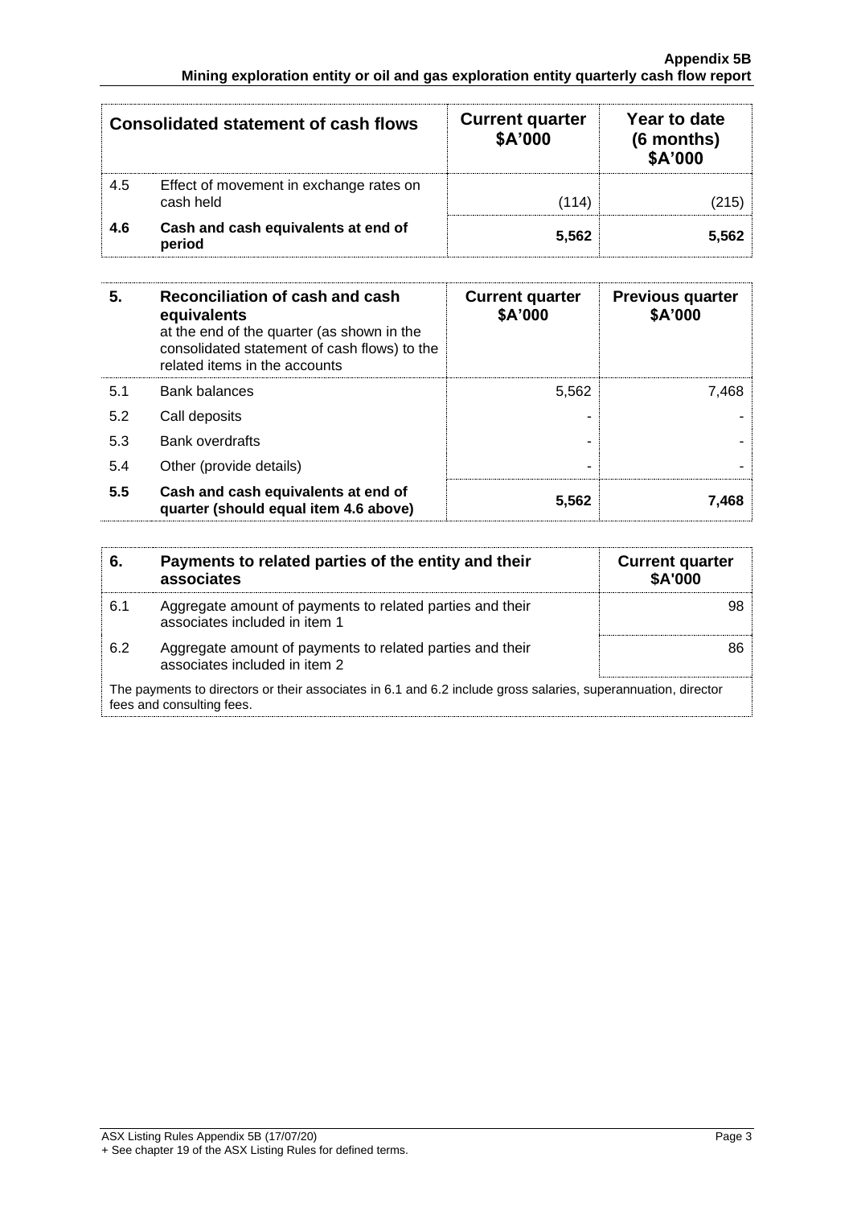| Consolidated statement of cash flows | | Current quarter $A'000 | Year to date (6 months) $A'000 |
|---|---|---|---|
| 4.5 | Effect of movement in exchange rates on cash held | (114) | (215) |
| **4.6** | **Cash and cash equivalents at end of period** | **5,562** | **5,562** |

| 5. | **Reconciliation of cash and cash equivalents** at the end of the quarter (as shown in the consolidated statement of cash flows) to the related items in the accounts | Current quarter $A'000 | Previous quarter $A'000 |
|---|---|---|---|
| 5.1 | Bank balances | 5,562 | 7,468 |
| 5.2 | Call deposits | - | - |
| 5.3 | Bank overdrafts | - | - |
| 5.4 | Other (provide details) | - | - |
| **5.5** | **Cash and cash equivalents at end of quarter (should equal item 4.6 above)** | **5,562** | **7,468** |

| 6. | **Payments to related parties of the entity and their associates** | Current quarter $A'000 |
|---|---|---|
| 6.1 | Aggregate amount of payments to related parties and their associates included in item 1 | 98 |
| 6.2 | Aggregate amount of payments to related parties and their associates included in item 2 | 86 |

The payments to directors or their associates in 6.1 and 6.2 include gross salaries, superannuation, director fees and consulting fees.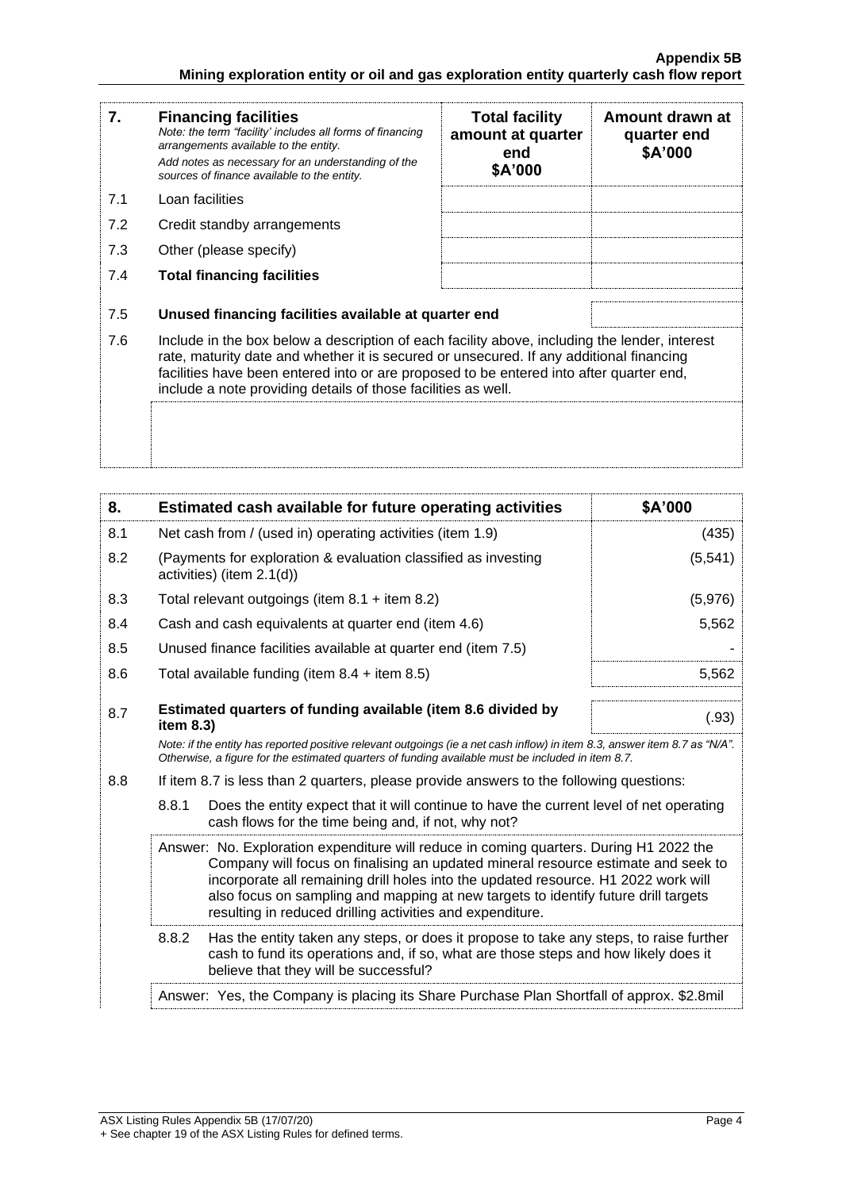| 7. | **Financing facilities**<br>*Note: the term "facility' includes all forms of financing arrangements available to the entity.*<br>*Add notes as necessary for an understanding of the sources of finance available to the entity.* | **Total facility amount at quarter end**<br>**\$A'000** | **Amount drawn at quarter end**<br>**\$A'000** |
|---|---|---|---|
| 7.1 | Loan facilities | | |
| 7.2 | Credit standby arrangements | | |
| 7.3 | Other (please specify) | | |
| 7.4 | **Total financing facilities** | | |
| 7.5 | **Unused financing facilities available at quarter end** | | |

7.6 Include in the box below a description of each facility above, including the lender, interest rate, maturity date and whether it is secured or unsecured. If any additional financing facilities have been entered into or are proposed to be entered into after quarter end, include a note providing details of those facilities as well.

| 8. | **Estimated cash available for future operating activities** | **\$A'000** |
|---|---|---|
| 8.1 | Net cash from / (used in) operating activities (item 1.9) | (435) |
| 8.2 | (Payments for exploration & evaluation classified as investing activities) (item 2.1(d)) | (5,541) |
| 8.3 | Total relevant outgoings (item 8.1 + item 8.2) | (5,976) |
| 8.4 | Cash and cash equivalents at quarter end (item 4.6) | 5,562 |
| 8.5 | Unused finance facilities available at quarter end (item 7.5) | - |
| 8.6 | Total available funding (item 8.4 + item 8.5) | 5,562 |
| 8.7 | **Estimated quarters of funding available (item 8.6 divided by item 8.3)** | (.93) |

*Note: if the entity has reported positive relevant outgoings (ie a net cash inflow) in item 8.3, answer item 8.7 as "N/A". Otherwise, a figure for the estimated quarters of funding available must be included in item 8.7.*

8.8 If item 8.7 is less than 2 quarters, please provide answers to the following questions:

8.8.1 Does the entity expect that it will continue to have the current level of net operating cash flows for the time being and, if not, why not?

Answer: No. Exploration expenditure will reduce in coming quarters. During H1 2022 the Company will focus on finalising an updated mineral resource estimate and seek to incorporate all remaining drill holes into the updated resource. H1 2022 work will also focus on sampling and mapping at new targets to identify future drill targets resulting in reduced drilling activities and expenditure.

8.8.2 Has the entity taken any steps, or does it propose to take any steps, to raise further cash to fund its operations and, if so, what are those steps and how likely does it believe that they will be successful?

Answer: Yes, the Company is placing its Share Purchase Plan Shortfall of approx. \$2.8mil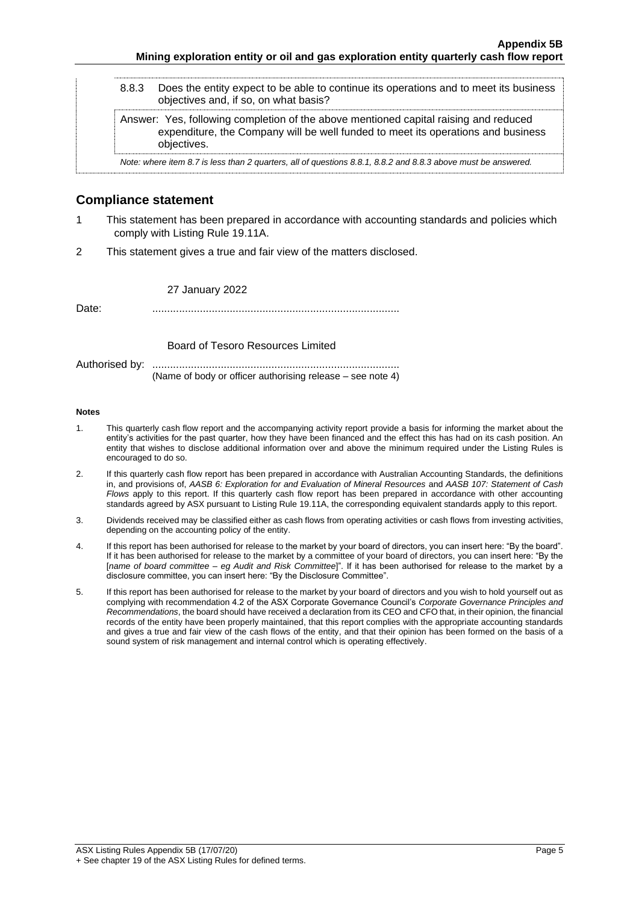| | |
|---|---|
| 8.8.3 | Does the entity expect to be able to continue its operations and to meet its business objectives and, if so, on what basis? |
| Answer: Yes, following completion of the above mentioned capital raising and reduced expenditure, the Company will be well funded to meet its operations and business objectives. | |

*Note: where item 8.7 is less than 2 quarters, all of questions 8.8.1, 8.8.2 and 8.8.3 above must be answered.*

## Compliance statement

1. This statement has been prepared in accordance with accounting standards and policies which comply with Listing Rule 19.11A.
2. This statement gives a true and fair view of the matters disclosed.

Date: 27 January 2022

Authorised by: Board of Tesoro Resources Limited
(Name of body or officer authorising release – see note 4)

**Notes**

1. This quarterly cash flow report and the accompanying activity report provide a basis for informing the market about the entity's activities for the past quarter, how they have been financed and the effect this has had on its cash position. An entity that wishes to disclose additional information over and above the minimum required under the Listing Rules is encouraged to do so.
2. If this quarterly cash flow report has been prepared in accordance with Australian Accounting Standards, the definitions in, and provisions of, *AASB 6: Exploration for and Evaluation of Mineral Resources* and *AASB 107: Statement of Cash Flows* apply to this report. If this quarterly cash flow report has been prepared in accordance with other accounting standards agreed by ASX pursuant to Listing Rule 19.11A, the corresponding equivalent standards apply to this report.
3. Dividends received may be classified either as cash flows from operating activities or cash flows from investing activities, depending on the accounting policy of the entity.
4. If this report has been authorised for release to the market by your board of directors, you can insert here: "By the board". If it has been authorised for release to the market by a committee of your board of directors, you can insert here: "By the [*name of board committee – eg Audit and Risk Committee*]". If it has been authorised for release to the market by a disclosure committee, you can insert here: "By the Disclosure Committee".
5. If this report has been authorised for release to the market by your board of directors and you wish to hold yourself out as complying with recommendation 4.2 of the ASX Corporate Governance Council's *Corporate Governance Principles and Recommendations*, the board should have received a declaration from its CEO and CFO that, in their opinion, the financial records of the entity have been properly maintained, that this report complies with the appropriate accounting standards and gives a true and fair view of the cash flows of the entity, and that their opinion has been formed on the basis of a sound system of risk management and internal control which is operating effectively.